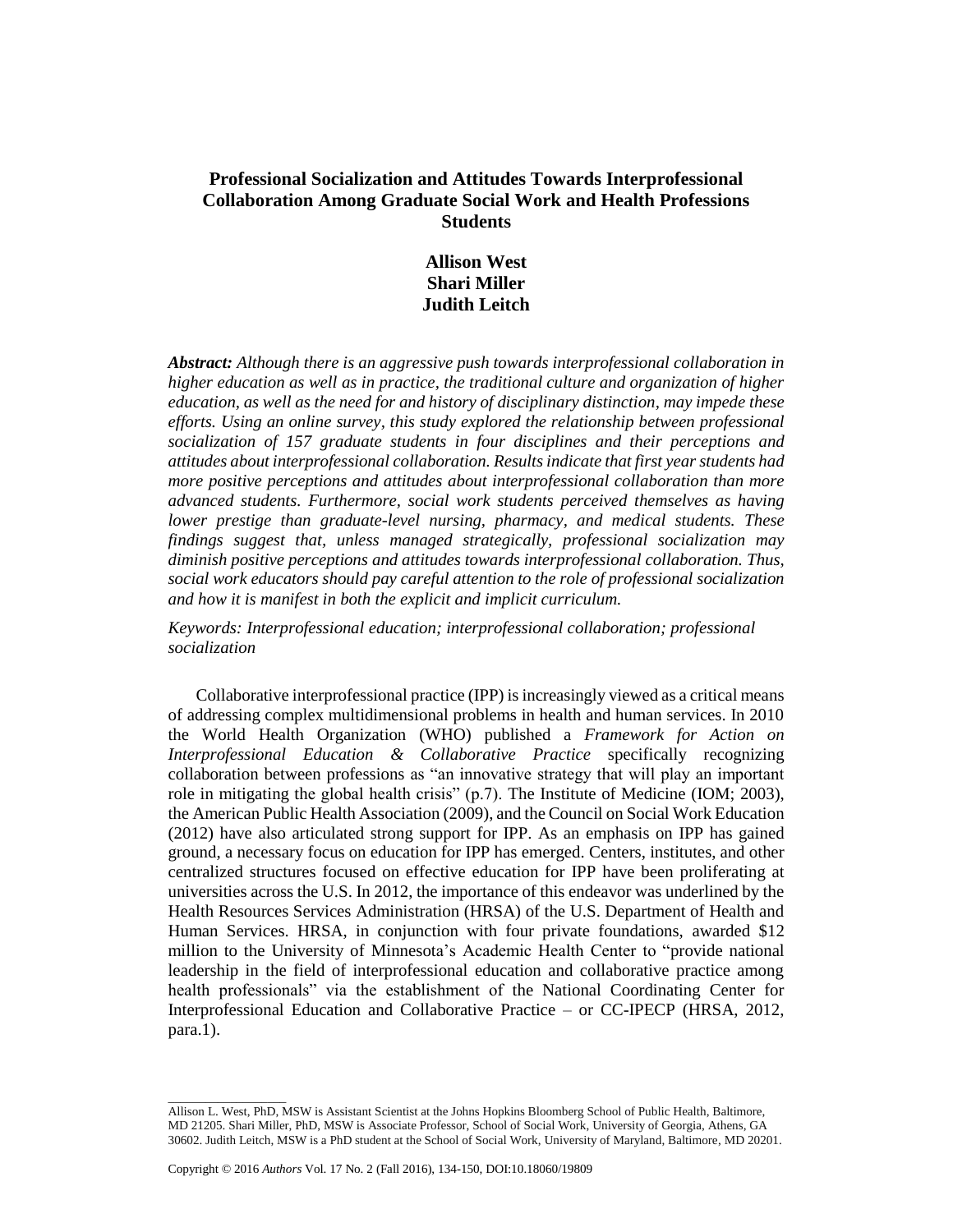# Professional Socialization and Attitudes Towards Interprofessional Collaboration Among Graduate Social Work and Health Professions Students

**Allison West**
**Shari Miller**
**Judith Leitch**

***Abstract:*** *Although there is an aggressive push towards interprofessional collaboration in higher education as well as in practice, the traditional culture and organization of higher education, as well as the need for and history of disciplinary distinction, may impede these efforts. Using an online survey, this study explored the relationship between professional socialization of 157 graduate students in four disciplines and their perceptions and attitudes about interprofessional collaboration. Results indicate that first year students had more positive perceptions and attitudes about interprofessional collaboration than more advanced students. Furthermore, social work students perceived themselves as having lower prestige than graduate-level nursing, pharmacy, and medical students. These findings suggest that, unless managed strategically, professional socialization may diminish positive perceptions and attitudes towards interprofessional collaboration. Thus, social work educators should pay careful attention to the role of professional socialization and how it is manifest in both the explicit and implicit curriculum.*

*Keywords: Interprofessional education; interprofessional collaboration; professional socialization*

Collaborative interprofessional practice (IPP) is increasingly viewed as a critical means of addressing complex multidimensional problems in health and human services. In 2010 the World Health Organization (WHO) published a *Framework for Action on Interprofessional Education & Collaborative Practice* specifically recognizing collaboration between professions as "an innovative strategy that will play an important role in mitigating the global health crisis" (p.7). The Institute of Medicine (IOM; 2003), the American Public Health Association (2009), and the Council on Social Work Education (2012) have also articulated strong support for IPP. As an emphasis on IPP has gained ground, a necessary focus on education for IPP has emerged. Centers, institutes, and other centralized structures focused on effective education for IPP have been proliferating at universities across the U.S. In 2012, the importance of this endeavor was underlined by the Health Resources Services Administration (HRSA) of the U.S. Department of Health and Human Services. HRSA, in conjunction with four private foundations, awarded $12 million to the University of Minnesota's Academic Health Center to "provide national leadership in the field of interprofessional education and collaborative practice among health professionals" via the establishment of the National Coordinating Center for Interprofessional Education and Collaborative Practice – or CC-IPECP (HRSA, 2012, para.1).

---

Allison L. West, PhD, MSW is Assistant Scientist at the Johns Hopkins Bloomberg School of Public Health, Baltimore, MD 21205. Shari Miller, PhD, MSW is Associate Professor, School of Social Work, University of Georgia, Athens, GA 30602. Judith Leitch, MSW is a PhD student at the School of Social Work, University of Maryland, Baltimore, MD 20201.

Copyright © 2016 *Authors* Vol. 17 No. 2 (Fall 2016), 134-150, DOI:10.18060/19809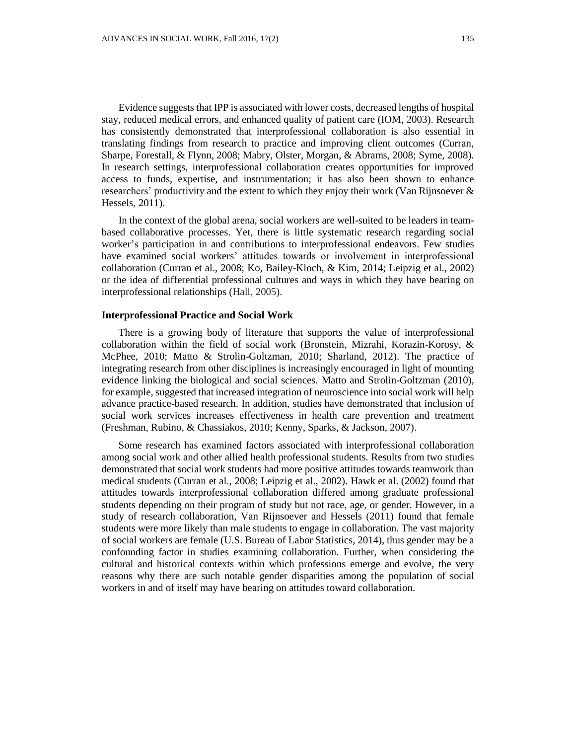Evidence suggests that IPP is associated with lower costs, decreased lengths of hospital stay, reduced medical errors, and enhanced quality of patient care (IOM, 2003). Research has consistently demonstrated that interprofessional collaboration is also essential in translating findings from research to practice and improving client outcomes (Curran, Sharpe, Forestall, & Flynn, 2008; Mabry, Olster, Morgan, & Abrams, 2008; Syme, 2008). In research settings, interprofessional collaboration creates opportunities for improved access to funds, expertise, and instrumentation; it has also been shown to enhance researchers' productivity and the extent to which they enjoy their work (Van Rijnsoever & Hessels, 2011).

In the context of the global arena, social workers are well-suited to be leaders in team-based collaborative processes. Yet, there is little systematic research regarding social worker's participation in and contributions to interprofessional endeavors. Few studies have examined social workers' attitudes towards or involvement in interprofessional collaboration (Curran et al., 2008; Ko, Bailey-Kloch, & Kim, 2014; Leipzig et al., 2002) or the idea of differential professional cultures and ways in which they have bearing on interprofessional relationships (Hall, 2005).

### Interprofessional Practice and Social Work

There is a growing body of literature that supports the value of interprofessional collaboration within the field of social work (Bronstein, Mizrahi, Korazin-Korosy, & McPhee, 2010; Matto & Strolin-Goltzman, 2010; Sharland, 2012). The practice of integrating research from other disciplines is increasingly encouraged in light of mounting evidence linking the biological and social sciences. Matto and Strolin-Goltzman (2010), for example, suggested that increased integration of neuroscience into social work will help advance practice-based research. In addition, studies have demonstrated that inclusion of social work services increases effectiveness in health care prevention and treatment (Freshman, Rubino, & Chassiakos, 2010; Kenny, Sparks, & Jackson, 2007).

Some research has examined factors associated with interprofessional collaboration among social work and other allied health professional students. Results from two studies demonstrated that social work students had more positive attitudes towards teamwork than medical students (Curran et al., 2008; Leipzig et al., 2002). Hawk et al. (2002) found that attitudes towards interprofessional collaboration differed among graduate professional students depending on their program of study but not race, age, or gender. However, in a study of research collaboration, Van Rijnsoever and Hessels (2011) found that female students were more likely than male students to engage in collaboration. The vast majority of social workers are female (U.S. Bureau of Labor Statistics, 2014), thus gender may be a confounding factor in studies examining collaboration. Further, when considering the cultural and historical contexts within which professions emerge and evolve, the very reasons why there are such notable gender disparities among the population of social workers in and of itself may have bearing on attitudes toward collaboration.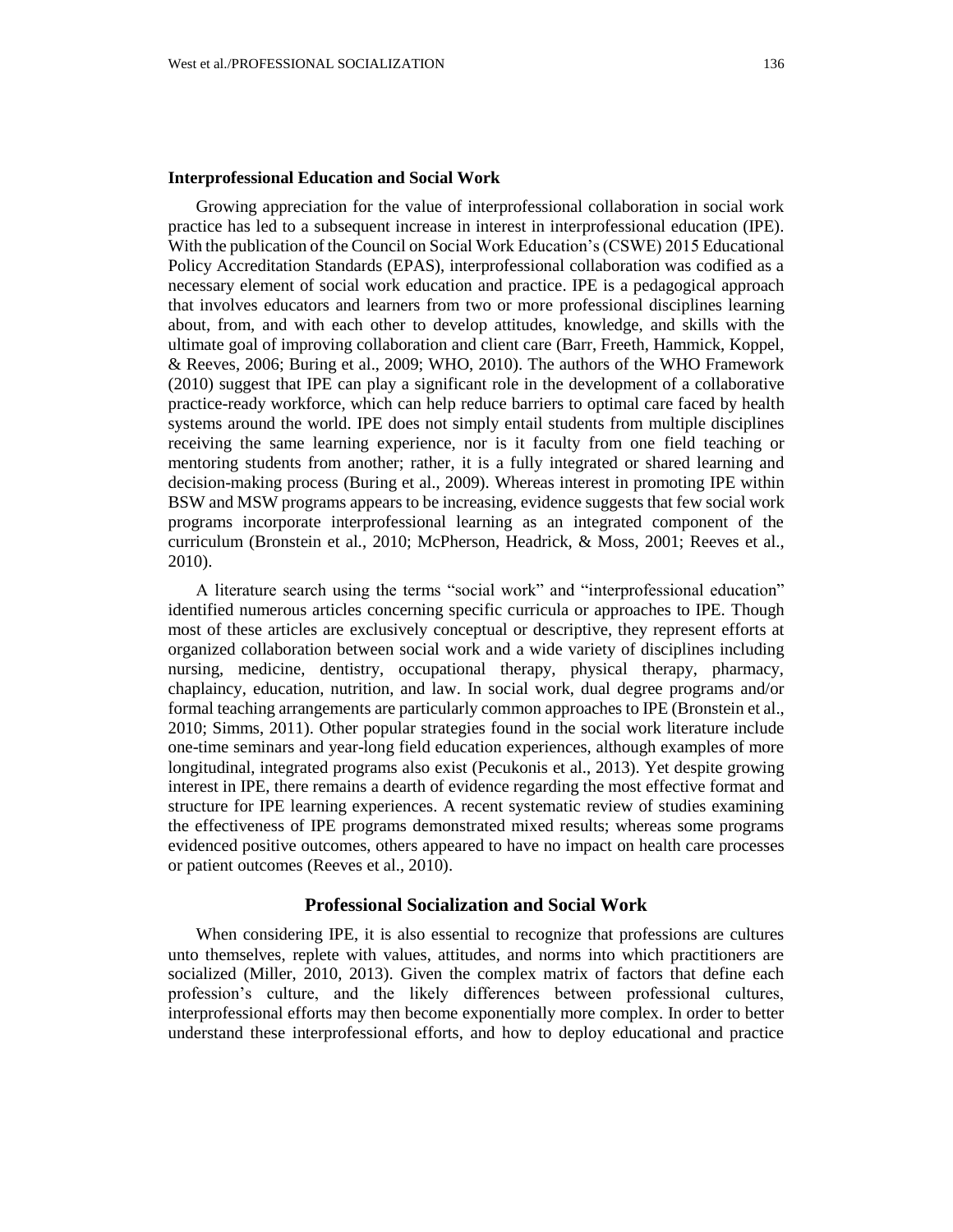### Interprofessional Education and Social Work

Growing appreciation for the value of interprofessional collaboration in social work practice has led to a subsequent increase in interest in interprofessional education (IPE). With the publication of the Council on Social Work Education's (CSWE) 2015 Educational Policy Accreditation Standards (EPAS), interprofessional collaboration was codified as a necessary element of social work education and practice. IPE is a pedagogical approach that involves educators and learners from two or more professional disciplines learning about, from, and with each other to develop attitudes, knowledge, and skills with the ultimate goal of improving collaboration and client care (Barr, Freeth, Hammick, Koppel, & Reeves, 2006; Buring et al., 2009; WHO, 2010). The authors of the WHO Framework (2010) suggest that IPE can play a significant role in the development of a collaborative practice-ready workforce, which can help reduce barriers to optimal care faced by health systems around the world. IPE does not simply entail students from multiple disciplines receiving the same learning experience, nor is it faculty from one field teaching or mentoring students from another; rather, it is a fully integrated or shared learning and decision-making process (Buring et al., 2009). Whereas interest in promoting IPE within BSW and MSW programs appears to be increasing, evidence suggests that few social work programs incorporate interprofessional learning as an integrated component of the curriculum (Bronstein et al., 2010; McPherson, Headrick, & Moss, 2001; Reeves et al., 2010).

A literature search using the terms "social work" and "interprofessional education" identified numerous articles concerning specific curricula or approaches to IPE. Though most of these articles are exclusively conceptual or descriptive, they represent efforts at organized collaboration between social work and a wide variety of disciplines including nursing, medicine, dentistry, occupational therapy, physical therapy, pharmacy, chaplaincy, education, nutrition, and law. In social work, dual degree programs and/or formal teaching arrangements are particularly common approaches to IPE (Bronstein et al., 2010; Simms, 2011). Other popular strategies found in the social work literature include one-time seminars and year-long field education experiences, although examples of more longitudinal, integrated programs also exist (Pecukonis et al., 2013). Yet despite growing interest in IPE, there remains a dearth of evidence regarding the most effective format and structure for IPE learning experiences. A recent systematic review of studies examining the effectiveness of IPE programs demonstrated mixed results; whereas some programs evidenced positive outcomes, others appeared to have no impact on health care processes or patient outcomes (Reeves et al., 2010).

## Professional Socialization and Social Work

When considering IPE, it is also essential to recognize that professions are cultures unto themselves, replete with values, attitudes, and norms into which practitioners are socialized (Miller, 2010, 2013). Given the complex matrix of factors that define each profession's culture, and the likely differences between professional cultures, interprofessional efforts may then become exponentially more complex. In order to better understand these interprofessional efforts, and how to deploy educational and practice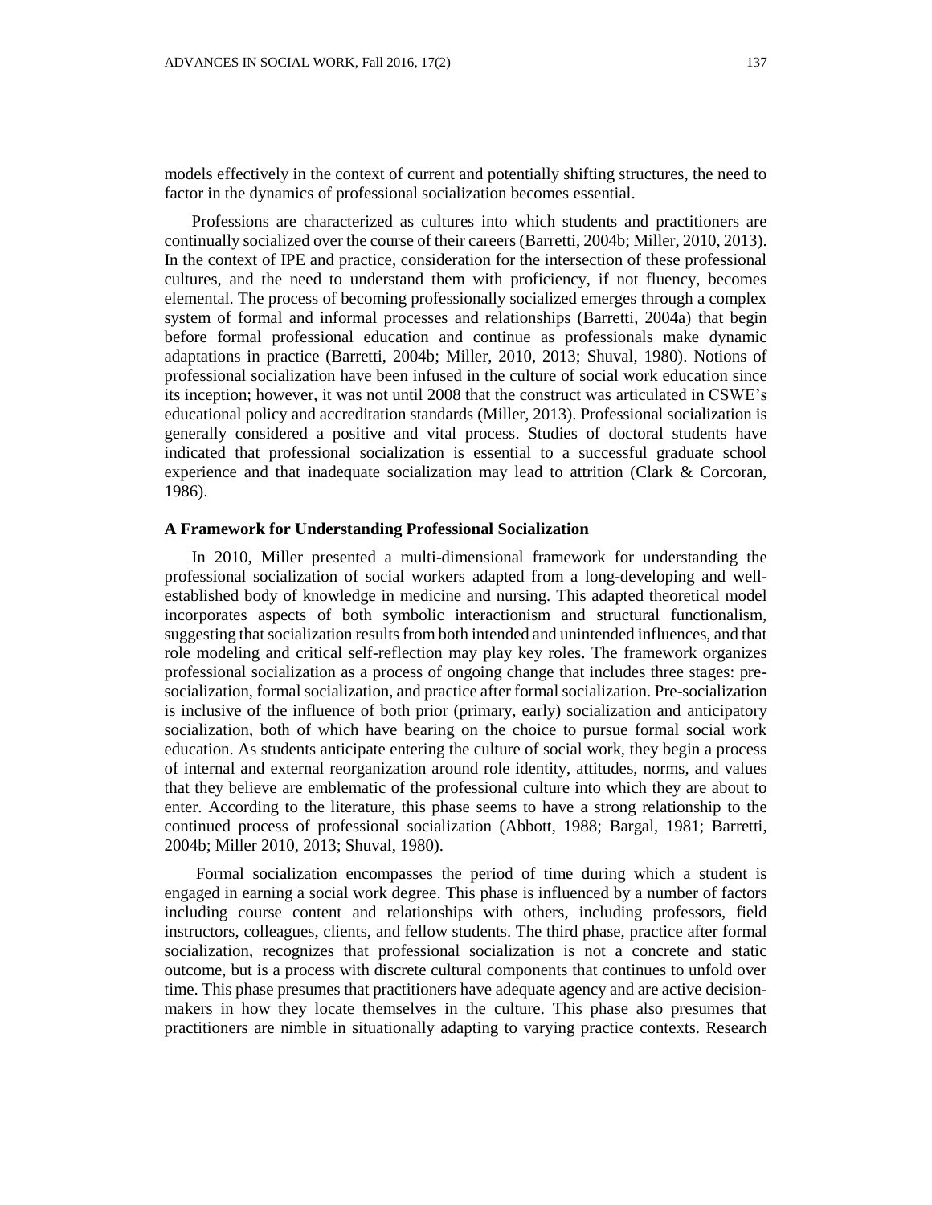models effectively in the context of current and potentially shifting structures, the need to factor in the dynamics of professional socialization becomes essential.

Professions are characterized as cultures into which students and practitioners are continually socialized over the course of their careers (Barretti, 2004b; Miller, 2010, 2013). In the context of IPE and practice, consideration for the intersection of these professional cultures, and the need to understand them with proficiency, if not fluency, becomes elemental. The process of becoming professionally socialized emerges through a complex system of formal and informal processes and relationships (Barretti, 2004a) that begin before formal professional education and continue as professionals make dynamic adaptations in practice (Barretti, 2004b; Miller, 2010, 2013; Shuval, 1980). Notions of professional socialization have been infused in the culture of social work education since its inception; however, it was not until 2008 that the construct was articulated in CSWE's educational policy and accreditation standards (Miller, 2013). Professional socialization is generally considered a positive and vital process. Studies of doctoral students have indicated that professional socialization is essential to a successful graduate school experience and that inadequate socialization may lead to attrition (Clark & Corcoran, 1986).

### A Framework for Understanding Professional Socialization

In 2010, Miller presented a multi-dimensional framework for understanding the professional socialization of social workers adapted from a long-developing and well-established body of knowledge in medicine and nursing. This adapted theoretical model incorporates aspects of both symbolic interactionism and structural functionalism, suggesting that socialization results from both intended and unintended influences, and that role modeling and critical self-reflection may play key roles. The framework organizes professional socialization as a process of ongoing change that includes three stages: pre-socialization, formal socialization, and practice after formal socialization. Pre-socialization is inclusive of the influence of both prior (primary, early) socialization and anticipatory socialization, both of which have bearing on the choice to pursue formal social work education. As students anticipate entering the culture of social work, they begin a process of internal and external reorganization around role identity, attitudes, norms, and values that they believe are emblematic of the professional culture into which they are about to enter. According to the literature, this phase seems to have a strong relationship to the continued process of professional socialization (Abbott, 1988; Bargal, 1981; Barretti, 2004b; Miller 2010, 2013; Shuval, 1980).

Formal socialization encompasses the period of time during which a student is engaged in earning a social work degree. This phase is influenced by a number of factors including course content and relationships with others, including professors, field instructors, colleagues, clients, and fellow students. The third phase, practice after formal socialization, recognizes that professional socialization is not a concrete and static outcome, but is a process with discrete cultural components that continues to unfold over time. This phase presumes that practitioners have adequate agency and are active decision-makers in how they locate themselves in the culture. This phase also presumes that practitioners are nimble in situationally adapting to varying practice contexts. Research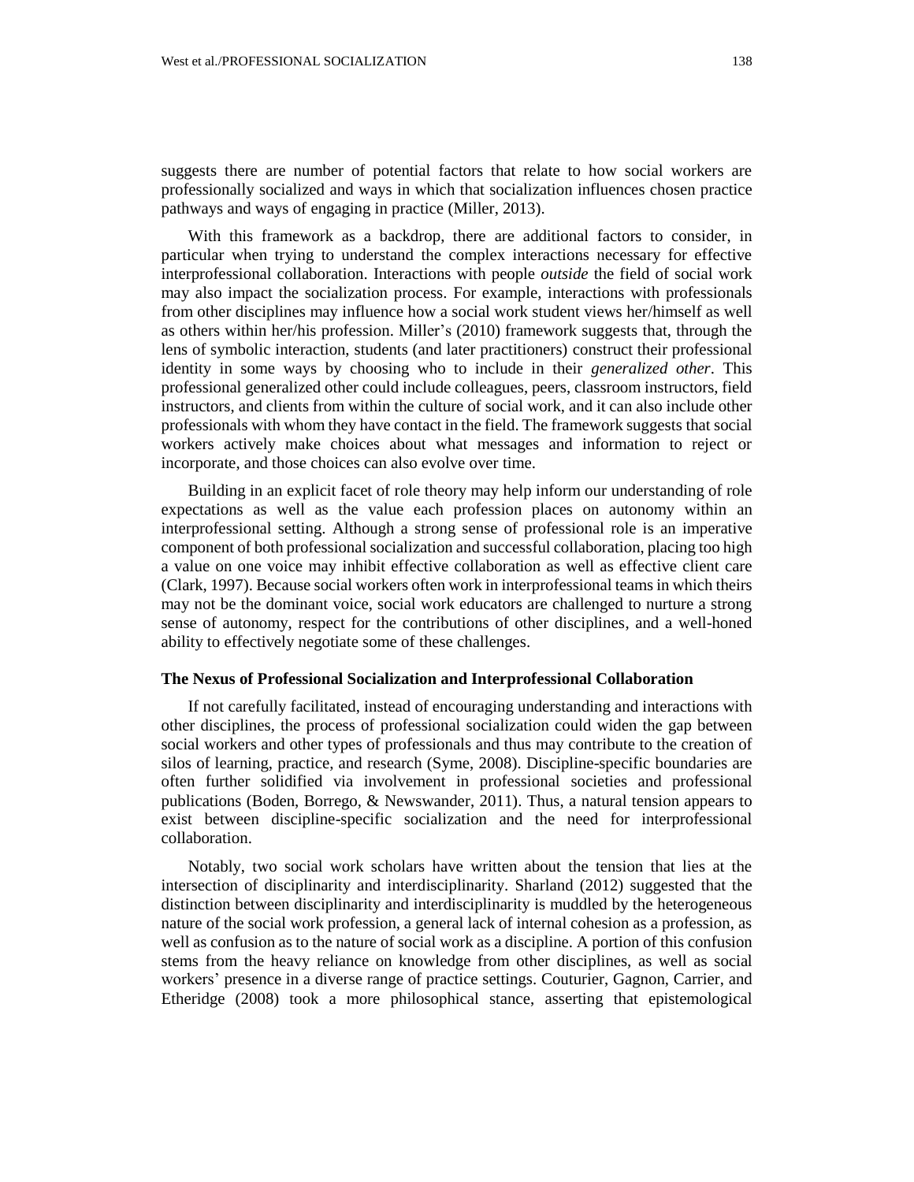suggests there are number of potential factors that relate to how social workers are professionally socialized and ways in which that socialization influences chosen practice pathways and ways of engaging in practice (Miller, 2013).

With this framework as a backdrop, there are additional factors to consider, in particular when trying to understand the complex interactions necessary for effective interprofessional collaboration. Interactions with people *outside* the field of social work may also impact the socialization process. For example, interactions with professionals from other disciplines may influence how a social work student views her/himself as well as others within her/his profession. Miller's (2010) framework suggests that, through the lens of symbolic interaction, students (and later practitioners) construct their professional identity in some ways by choosing who to include in their *generalized other*. This professional generalized other could include colleagues, peers, classroom instructors, field instructors, and clients from within the culture of social work, and it can also include other professionals with whom they have contact in the field. The framework suggests that social workers actively make choices about what messages and information to reject or incorporate, and those choices can also evolve over time.

Building in an explicit facet of role theory may help inform our understanding of role expectations as well as the value each profession places on autonomy within an interprofessional setting. Although a strong sense of professional role is an imperative component of both professional socialization and successful collaboration, placing too high a value on one voice may inhibit effective collaboration as well as effective client care (Clark, 1997). Because social workers often work in interprofessional teams in which theirs may not be the dominant voice, social work educators are challenged to nurture a strong sense of autonomy, respect for the contributions of other disciplines, and a well-honed ability to effectively negotiate some of these challenges.

### The Nexus of Professional Socialization and Interprofessional Collaboration

If not carefully facilitated, instead of encouraging understanding and interactions with other disciplines, the process of professional socialization could widen the gap between social workers and other types of professionals and thus may contribute to the creation of silos of learning, practice, and research (Syme, 2008). Discipline-specific boundaries are often further solidified via involvement in professional societies and professional publications (Boden, Borrego, & Newswander, 2011). Thus, a natural tension appears to exist between discipline-specific socialization and the need for interprofessional collaboration.

Notably, two social work scholars have written about the tension that lies at the intersection of disciplinarity and interdisciplinarity. Sharland (2012) suggested that the distinction between disciplinarity and interdisciplinarity is muddled by the heterogeneous nature of the social work profession, a general lack of internal cohesion as a profession, as well as confusion as to the nature of social work as a discipline. A portion of this confusion stems from the heavy reliance on knowledge from other disciplines, as well as social workers' presence in a diverse range of practice settings. Couturier, Gagnon, Carrier, and Etheridge (2008) took a more philosophical stance, asserting that epistemological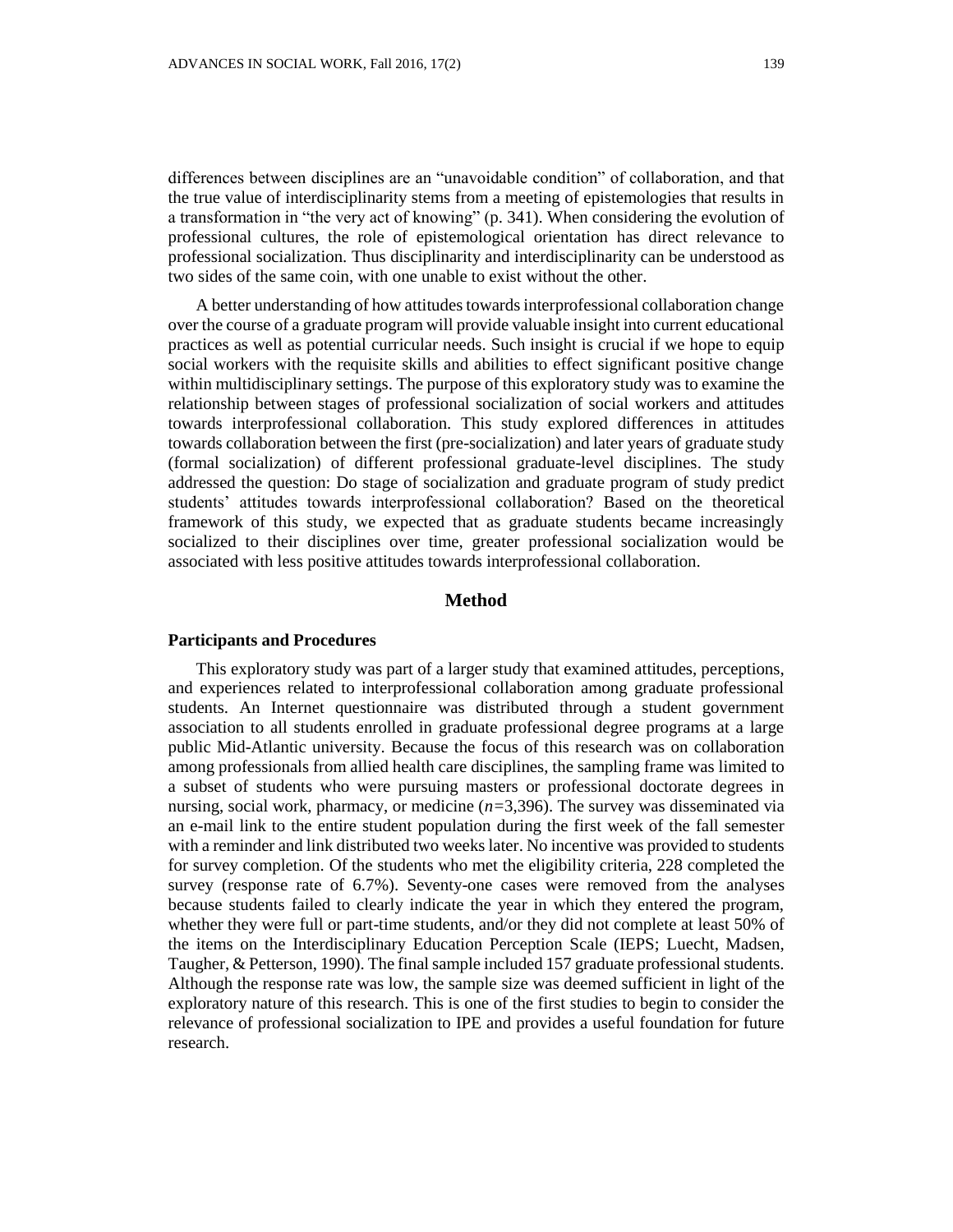differences between disciplines are an "unavoidable condition" of collaboration, and that the true value of interdisciplinarity stems from a meeting of epistemologies that results in a transformation in "the very act of knowing" (p. 341). When considering the evolution of professional cultures, the role of epistemological orientation has direct relevance to professional socialization. Thus disciplinarity and interdisciplinarity can be understood as two sides of the same coin, with one unable to exist without the other.

A better understanding of how attitudes towards interprofessional collaboration change over the course of a graduate program will provide valuable insight into current educational practices as well as potential curricular needs. Such insight is crucial if we hope to equip social workers with the requisite skills and abilities to effect significant positive change within multidisciplinary settings. The purpose of this exploratory study was to examine the relationship between stages of professional socialization of social workers and attitudes towards interprofessional collaboration. This study explored differences in attitudes towards collaboration between the first (pre-socialization) and later years of graduate study (formal socialization) of different professional graduate-level disciplines. The study addressed the question: Do stage of socialization and graduate program of study predict students' attitudes towards interprofessional collaboration? Based on the theoretical framework of this study, we expected that as graduate students became increasingly socialized to their disciplines over time, greater professional socialization would be associated with less positive attitudes towards interprofessional collaboration.

## Method

### Participants and Procedures

This exploratory study was part of a larger study that examined attitudes, perceptions, and experiences related to interprofessional collaboration among graduate professional students. An Internet questionnaire was distributed through a student government association to all students enrolled in graduate professional degree programs at a large public Mid-Atlantic university. Because the focus of this research was on collaboration among professionals from allied health care disciplines, the sampling frame was limited to a subset of students who were pursuing masters or professional doctorate degrees in nursing, social work, pharmacy, or medicine ($n$=3,396). The survey was disseminated via an e-mail link to the entire student population during the first week of the fall semester with a reminder and link distributed two weeks later. No incentive was provided to students for survey completion. Of the students who met the eligibility criteria, 228 completed the survey (response rate of 6.7%). Seventy-one cases were removed from the analyses because students failed to clearly indicate the year in which they entered the program, whether they were full or part-time students, and/or they did not complete at least 50% of the items on the Interdisciplinary Education Perception Scale (IEPS; Luecht, Madsen, Taugher, & Petterson, 1990). The final sample included 157 graduate professional students. Although the response rate was low, the sample size was deemed sufficient in light of the exploratory nature of this research. This is one of the first studies to begin to consider the relevance of professional socialization to IPE and provides a useful foundation for future research.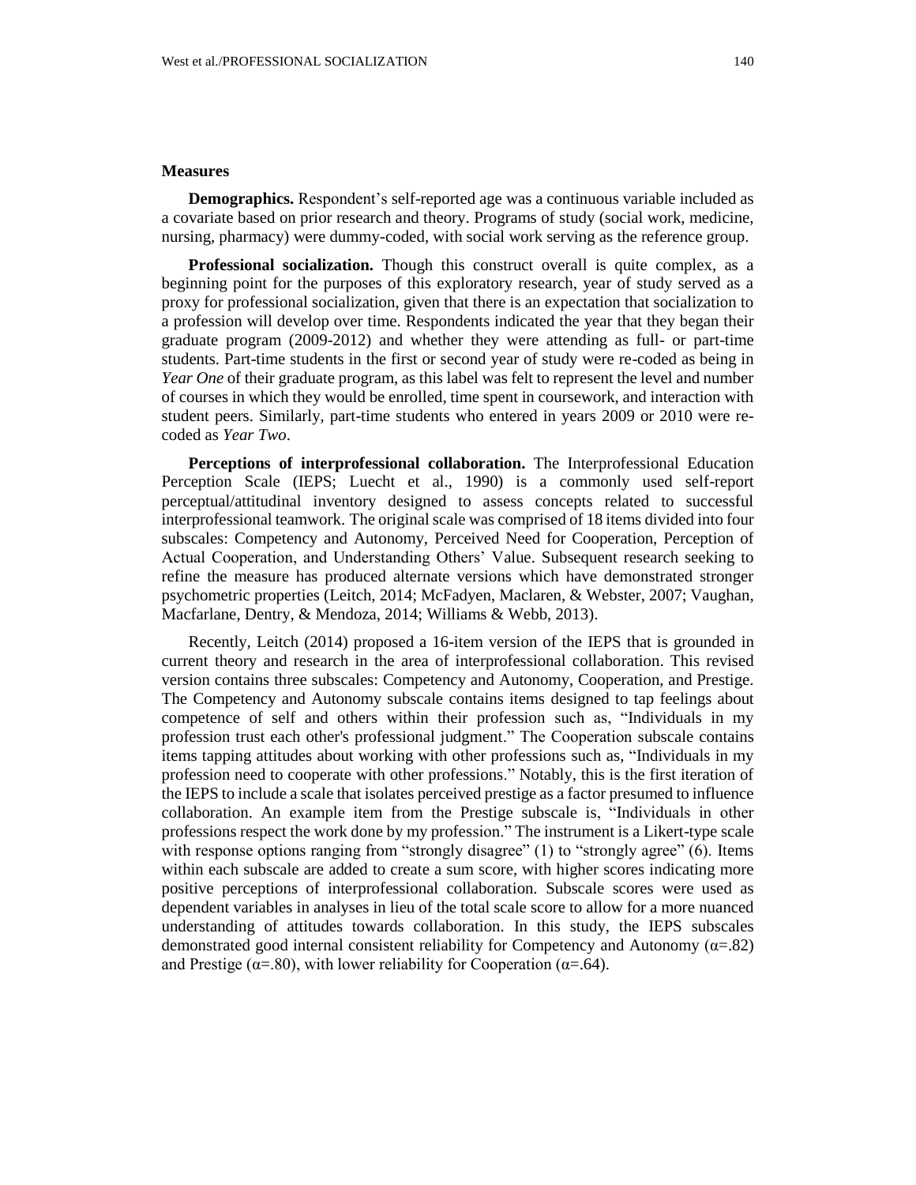### Measures

**Demographics.** Respondent's self-reported age was a continuous variable included as a covariate based on prior research and theory. Programs of study (social work, medicine, nursing, pharmacy) were dummy-coded, with social work serving as the reference group.

**Professional socialization.** Though this construct overall is quite complex, as a beginning point for the purposes of this exploratory research, year of study served as a proxy for professional socialization, given that there is an expectation that socialization to a profession will develop over time. Respondents indicated the year that they began their graduate program (2009-2012) and whether they were attending as full- or part-time students. Part-time students in the first or second year of study were re-coded as being in *Year One* of their graduate program, as this label was felt to represent the level and number of courses in which they would be enrolled, time spent in coursework, and interaction with student peers. Similarly, part-time students who entered in years 2009 or 2010 were re-coded as *Year Two*.

**Perceptions of interprofessional collaboration.** The Interprofessional Education Perception Scale (IEPS; Luecht et al., 1990) is a commonly used self-report perceptual/attitudinal inventory designed to assess concepts related to successful interprofessional teamwork. The original scale was comprised of 18 items divided into four subscales: Competency and Autonomy, Perceived Need for Cooperation, Perception of Actual Cooperation, and Understanding Others' Value. Subsequent research seeking to refine the measure has produced alternate versions which have demonstrated stronger psychometric properties (Leitch, 2014; McFadyen, Maclaren, & Webster, 2007; Vaughan, Macfarlane, Dentry, & Mendoza, 2014; Williams & Webb, 2013).

Recently, Leitch (2014) proposed a 16-item version of the IEPS that is grounded in current theory and research in the area of interprofessional collaboration. This revised version contains three subscales: Competency and Autonomy, Cooperation, and Prestige. The Competency and Autonomy subscale contains items designed to tap feelings about competence of self and others within their profession such as, "Individuals in my profession trust each other's professional judgment." The Cooperation subscale contains items tapping attitudes about working with other professions such as, "Individuals in my profession need to cooperate with other professions." Notably, this is the first iteration of the IEPS to include a scale that isolates perceived prestige as a factor presumed to influence collaboration. An example item from the Prestige subscale is, "Individuals in other professions respect the work done by my profession." The instrument is a Likert-type scale with response options ranging from "strongly disagree" (1) to "strongly agree" (6). Items within each subscale are added to create a sum score, with higher scores indicating more positive perceptions of interprofessional collaboration. Subscale scores were used as dependent variables in analyses in lieu of the total scale score to allow for a more nuanced understanding of attitudes towards collaboration. In this study, the IEPS subscales demonstrated good internal consistent reliability for Competency and Autonomy ($\alpha$=.82) and Prestige ($\alpha$=.80), with lower reliability for Cooperation ($\alpha$=.64).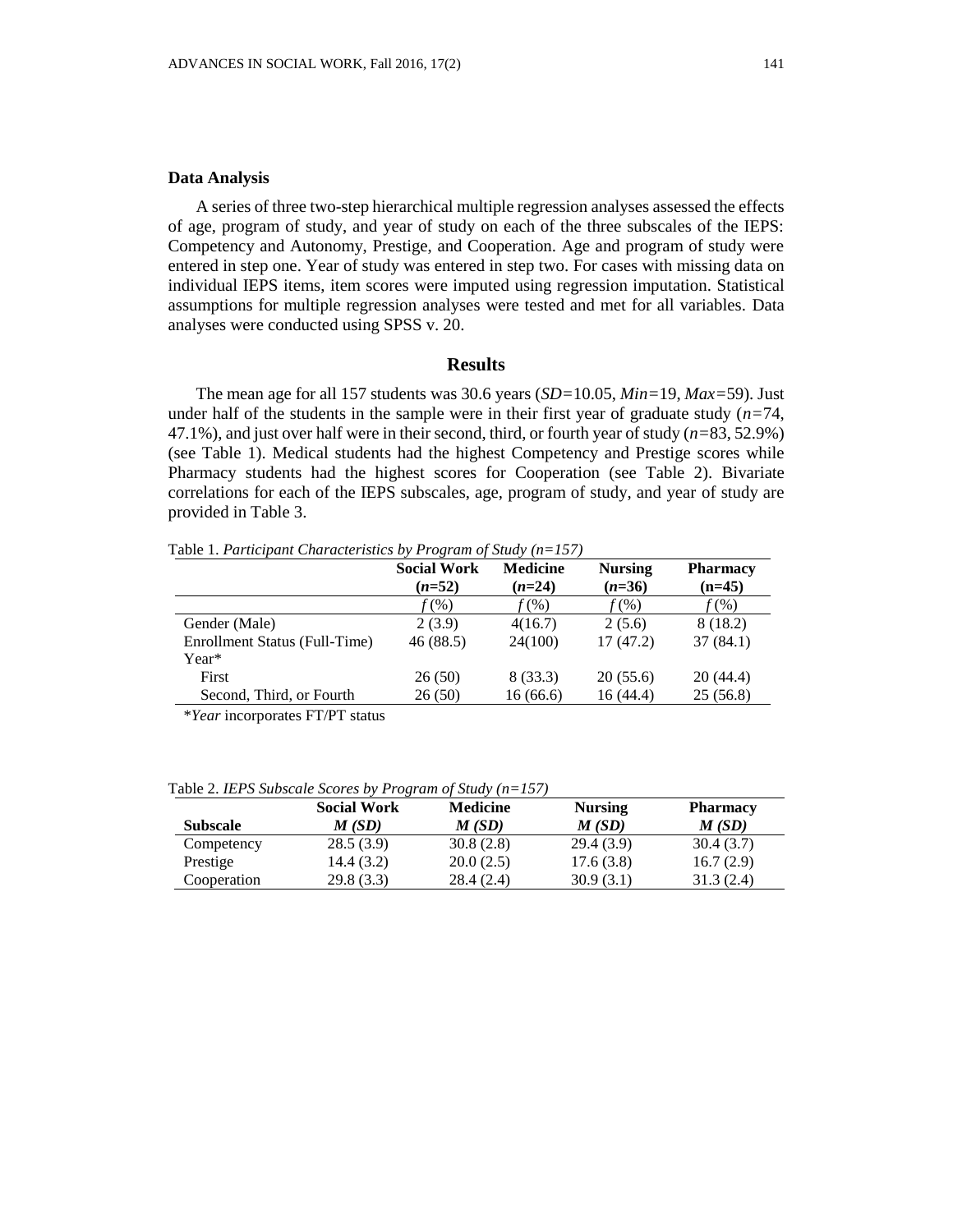### Data Analysis

A series of three two-step hierarchical multiple regression analyses assessed the effects of age, program of study, and year of study on each of the three subscales of the IEPS: Competency and Autonomy, Prestige, and Cooperation. Age and program of study were entered in step one. Year of study was entered in step two. For cases with missing data on individual IEPS items, item scores were imputed using regression imputation. Statistical assumptions for multiple regression analyses were tested and met for all variables. Data analyses were conducted using SPSS v. 20.

## Results

The mean age for all 157 students was 30.6 years (*SD*=10.05, *Min*=19, *Max*=59). Just under half of the students in the sample were in their first year of graduate study (*n*=74, 47.1%), and just over half were in their second, third, or fourth year of study (*n*=83, 52.9%) (see Table 1). Medical students had the highest Competency and Prestige scores while Pharmacy students had the highest scores for Cooperation (see Table 2). Bivariate correlations for each of the IEPS subscales, age, program of study, and year of study are provided in Table 3.

Table 1. *Participant Characteristics by Program of Study (n=157)*

| | **Social Work (*n*=52)** | **Medicine (*n*=24)** | **Nursing (*n*=36)** | **Pharmacy (n=45)** |
|---|---|---|---|---|
| | *f* (%) | *f* (%) | *f* (%) | *f* (%) |
| Gender (Male) | 2 (3.9) | 4(16.7) | 2 (5.6) | 8 (18.2) |
| Enrollment Status (Full-Time) | 46 (88.5) | 24(100) | 17 (47.2) | 37 (84.1) |
| Year* | | | | |
| First | 26 (50) | 8 (33.3) | 20 (55.6) | 20 (44.4) |
| Second, Third, or Fourth | 26 (50) | 16 (66.6) | 16 (44.4) | 25 (56.8) |

*\*Year* incorporates FT/PT status

Table 2. *IEPS Subscale Scores by Program of Study (n=157)*

| **Subscale** | **Social Work *M (SD)*** | **Medicine *M (SD)*** | **Nursing *M (SD)*** | **Pharmacy *M (SD)*** |
|---|---|---|---|---|
| Competency | 28.5 (3.9) | 30.8 (2.8) | 29.4 (3.9) | 30.4 (3.7) |
| Prestige | 14.4 (3.2) | 20.0 (2.5) | 17.6 (3.8) | 16.7 (2.9) |
| Cooperation | 29.8 (3.3) | 28.4 (2.4) | 30.9 (3.1) | 31.3 (2.4) |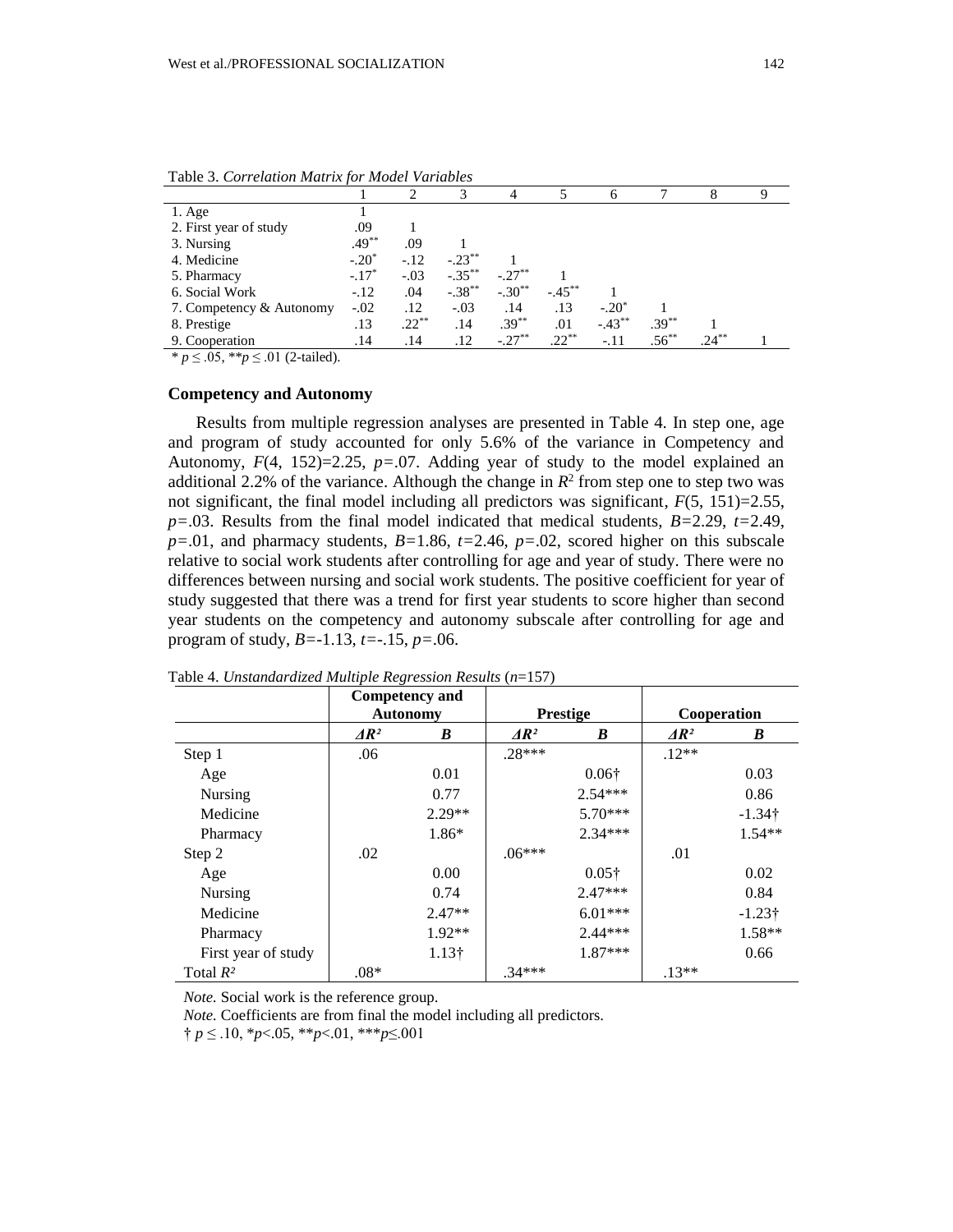Table 3. *Correlation Matrix for Model Variables*

| | 1 | 2 | 3 | 4 | 5 | 6 | 7 | 8 | 9 |
|---|---|---|---|---|---|---|---|---|---|
| 1. Age | 1 | | | | | | | | |
| 2. First year of study | .09 | 1 | | | | | | | |
| 3. Nursing | .49** | .09 | 1 | | | | | | |
| 4. Medicine | -.20* | -.12 | -.23** | 1 | | | | | |
| 5. Pharmacy | -.17* | -.03 | -.35** | -.27** | 1 | | | | |
| 6. Social Work | -.12 | .04 | -.38** | -.30** | -.45** | 1 | | | |
| 7. Competency & Autonomy | -.02 | .12 | -.03 | .14 | .13 | -.20* | 1 | | |
| 8. Prestige | .13 | .22** | .14 | .39** | .01 | -.43** | .39** | 1 | |
| 9. Cooperation | .14 | .14 | .12 | -.27** | .22** | -.11 | .56** | .24** | 1 |

* $p \leq .05$, ** $p \leq .01$ (2-tailed).

### Competency and Autonomy

Results from multiple regression analyses are presented in Table 4. In step one, age and program of study accounted for only 5.6% of the variance in Competency and Autonomy, $F(4, 152)=2.25$, $p=.07$. Adding year of study to the model explained an additional 2.2% of the variance. Although the change in $R^2$ from step one to step two was not significant, the final model including all predictors was significant, $F(5, 151)=2.55$, $p=.03$. Results from the final model indicated that medical students, $B=2.29$, $t=2.49$, $p=.01$, and pharmacy students, $B=1.86$, $t=2.46$, $p=.02$, scored higher on this subscale relative to social work students after controlling for age and year of study. There were no differences between nursing and social work students. The positive coefficient for year of study suggested that there was a trend for first year students to score higher than second year students on the competency and autonomy subscale after controlling for age and program of study, $B=-1.13$, $t=-.15$, $p=.06$.

Table 4. *Unstandardized Multiple Regression Results* ($n$=157)

| | Competency and Autonomy | | Prestige | | Cooperation | |
|---|---|---|---|---|---|---|
| | $\Delta R^2$ | *B* | $\Delta R^2$ | *B* | $\Delta R^2$ | *B* |
| Step 1 | .06 | | .28*** | | .12** | |
| Age | | 0.01 | | 0.06† | | 0.03 |
| Nursing | | 0.77 | | 2.54*** | | 0.86 |
| Medicine | | 2.29** | | 5.70*** | | -1.34† |
| Pharmacy | | 1.86* | | 2.34*** | | 1.54** |
| Step 2 | .02 | | .06*** | | .01 | |
| Age | | 0.00 | | 0.05† | | 0.02 |
| Nursing | | 0.74 | | 2.47*** | | 0.84 |
| Medicine | | 2.47** | | 6.01*** | | -1.23† |
| Pharmacy | | 1.92** | | 2.44*** | | 1.58** |
| First year of study | | 1.13† | | 1.87*** | | 0.66 |
| Total $R^2$ | .08* | | .34*** | | .13** | |

*Note.* Social work is the reference group.

*Note.* Coefficients are from final the model including all predictors.

† $p \leq .10$, * $p<.05$, ** $p<.01$, *** $p \leq .001$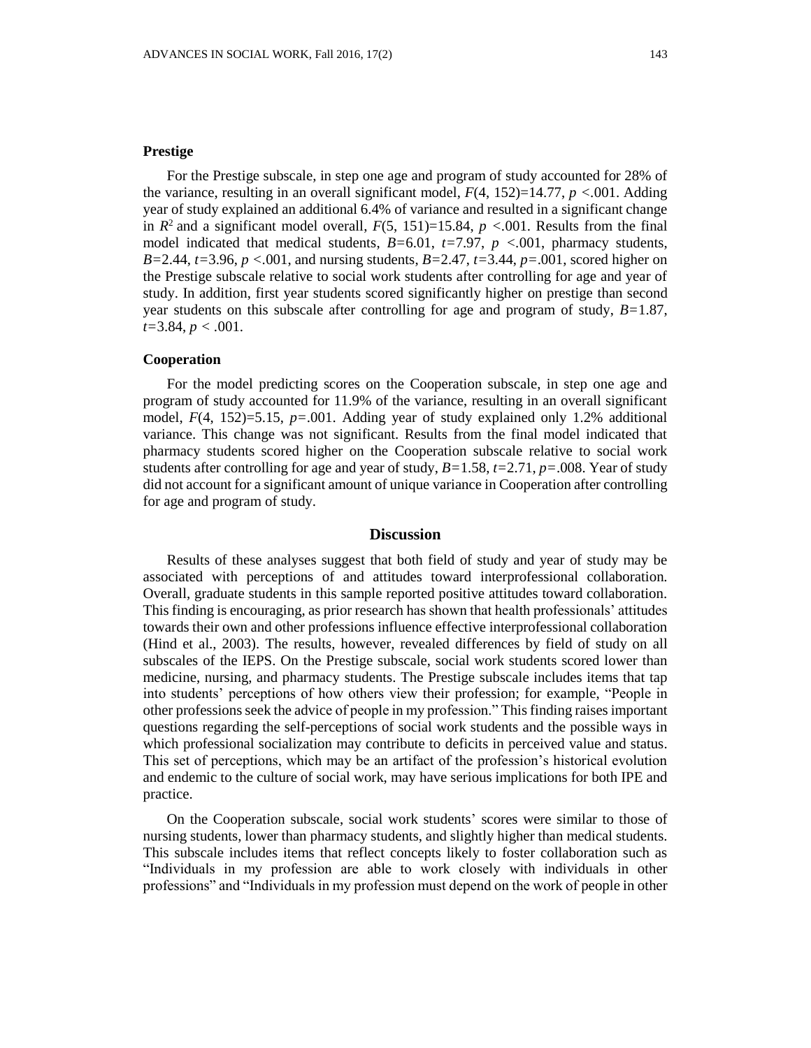### Prestige

For the Prestige subscale, in step one age and program of study accounted for 28% of the variance, resulting in an overall significant model, $F(4, 152)=14.77$, $p<.001$. Adding year of study explained an additional 6.4% of variance and resulted in a significant change in $R^2$ and a significant model overall, $F(5, 151)=15.84$, $p<.001$. Results from the final model indicated that medical students, $B=6.01$, $t=7.97$, $p<.001$, pharmacy students, $B=2.44$, $t=3.96$, $p<.001$, and nursing students, $B=2.47$, $t=3.44$, $p=.001$, scored higher on the Prestige subscale relative to social work students after controlling for age and year of study. In addition, first year students scored significantly higher on prestige than second year students on this subscale after controlling for age and program of study, $B=1.87$, $t=3.84$, $p<.001$.

### Cooperation

For the model predicting scores on the Cooperation subscale, in step one age and program of study accounted for 11.9% of the variance, resulting in an overall significant model, $F(4, 152)=5.15$, $p=.001$. Adding year of study explained only 1.2% additional variance. This change was not significant. Results from the final model indicated that pharmacy students scored higher on the Cooperation subscale relative to social work students after controlling for age and year of study, $B=1.58$, $t=2.71$, $p=.008$. Year of study did not account for a significant amount of unique variance in Cooperation after controlling for age and program of study.

## Discussion

Results of these analyses suggest that both field of study and year of study may be associated with perceptions of and attitudes toward interprofessional collaboration. Overall, graduate students in this sample reported positive attitudes toward collaboration. This finding is encouraging, as prior research has shown that health professionals' attitudes towards their own and other professions influence effective interprofessional collaboration (Hind et al., 2003). The results, however, revealed differences by field of study on all subscales of the IEPS. On the Prestige subscale, social work students scored lower than medicine, nursing, and pharmacy students. The Prestige subscale includes items that tap into students' perceptions of how others view their profession; for example, "People in other professions seek the advice of people in my profession." This finding raises important questions regarding the self-perceptions of social work students and the possible ways in which professional socialization may contribute to deficits in perceived value and status. This set of perceptions, which may be an artifact of the profession's historical evolution and endemic to the culture of social work, may have serious implications for both IPE and practice.

On the Cooperation subscale, social work students' scores were similar to those of nursing students, lower than pharmacy students, and slightly higher than medical students. This subscale includes items that reflect concepts likely to foster collaboration such as "Individuals in my profession are able to work closely with individuals in other professions" and "Individuals in my profession must depend on the work of people in other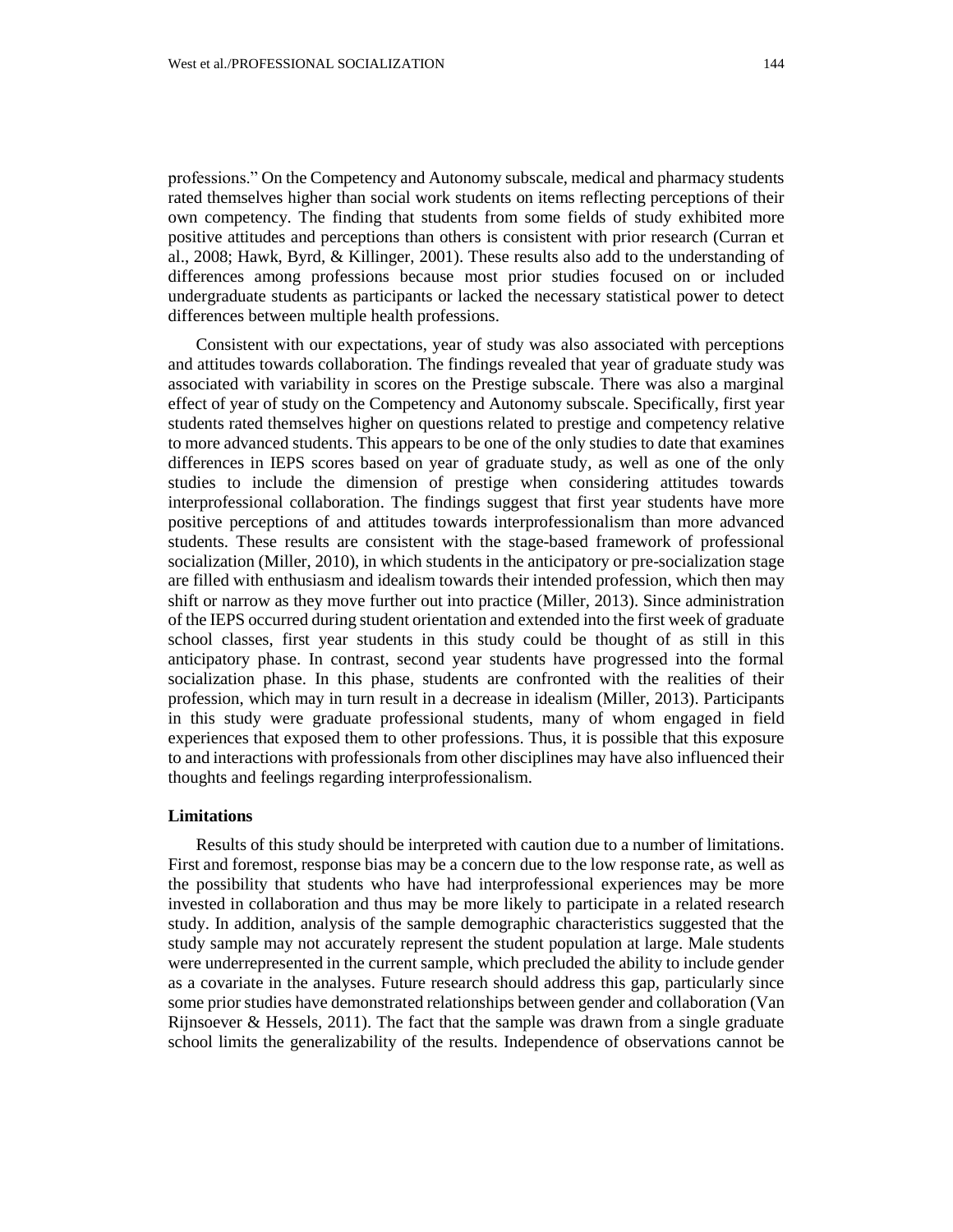professions." On the Competency and Autonomy subscale, medical and pharmacy students rated themselves higher than social work students on items reflecting perceptions of their own competency. The finding that students from some fields of study exhibited more positive attitudes and perceptions than others is consistent with prior research (Curran et al., 2008; Hawk, Byrd, & Killinger, 2001). These results also add to the understanding of differences among professions because most prior studies focused on or included undergraduate students as participants or lacked the necessary statistical power to detect differences between multiple health professions.

Consistent with our expectations, year of study was also associated with perceptions and attitudes towards collaboration. The findings revealed that year of graduate study was associated with variability in scores on the Prestige subscale. There was also a marginal effect of year of study on the Competency and Autonomy subscale. Specifically, first year students rated themselves higher on questions related to prestige and competency relative to more advanced students. This appears to be one of the only studies to date that examines differences in IEPS scores based on year of graduate study, as well as one of the only studies to include the dimension of prestige when considering attitudes towards interprofessional collaboration. The findings suggest that first year students have more positive perceptions of and attitudes towards interprofessionalism than more advanced students. These results are consistent with the stage-based framework of professional socialization (Miller, 2010), in which students in the anticipatory or pre-socialization stage are filled with enthusiasm and idealism towards their intended profession, which then may shift or narrow as they move further out into practice (Miller, 2013). Since administration of the IEPS occurred during student orientation and extended into the first week of graduate school classes, first year students in this study could be thought of as still in this anticipatory phase. In contrast, second year students have progressed into the formal socialization phase. In this phase, students are confronted with the realities of their profession, which may in turn result in a decrease in idealism (Miller, 2013). Participants in this study were graduate professional students, many of whom engaged in field experiences that exposed them to other professions. Thus, it is possible that this exposure to and interactions with professionals from other disciplines may have also influenced their thoughts and feelings regarding interprofessionalism.

### Limitations

Results of this study should be interpreted with caution due to a number of limitations. First and foremost, response bias may be a concern due to the low response rate, as well as the possibility that students who have had interprofessional experiences may be more invested in collaboration and thus may be more likely to participate in a related research study. In addition, analysis of the sample demographic characteristics suggested that the study sample may not accurately represent the student population at large. Male students were underrepresented in the current sample, which precluded the ability to include gender as a covariate in the analyses. Future research should address this gap, particularly since some prior studies have demonstrated relationships between gender and collaboration (Van Rijnsoever & Hessels, 2011). The fact that the sample was drawn from a single graduate school limits the generalizability of the results. Independence of observations cannot be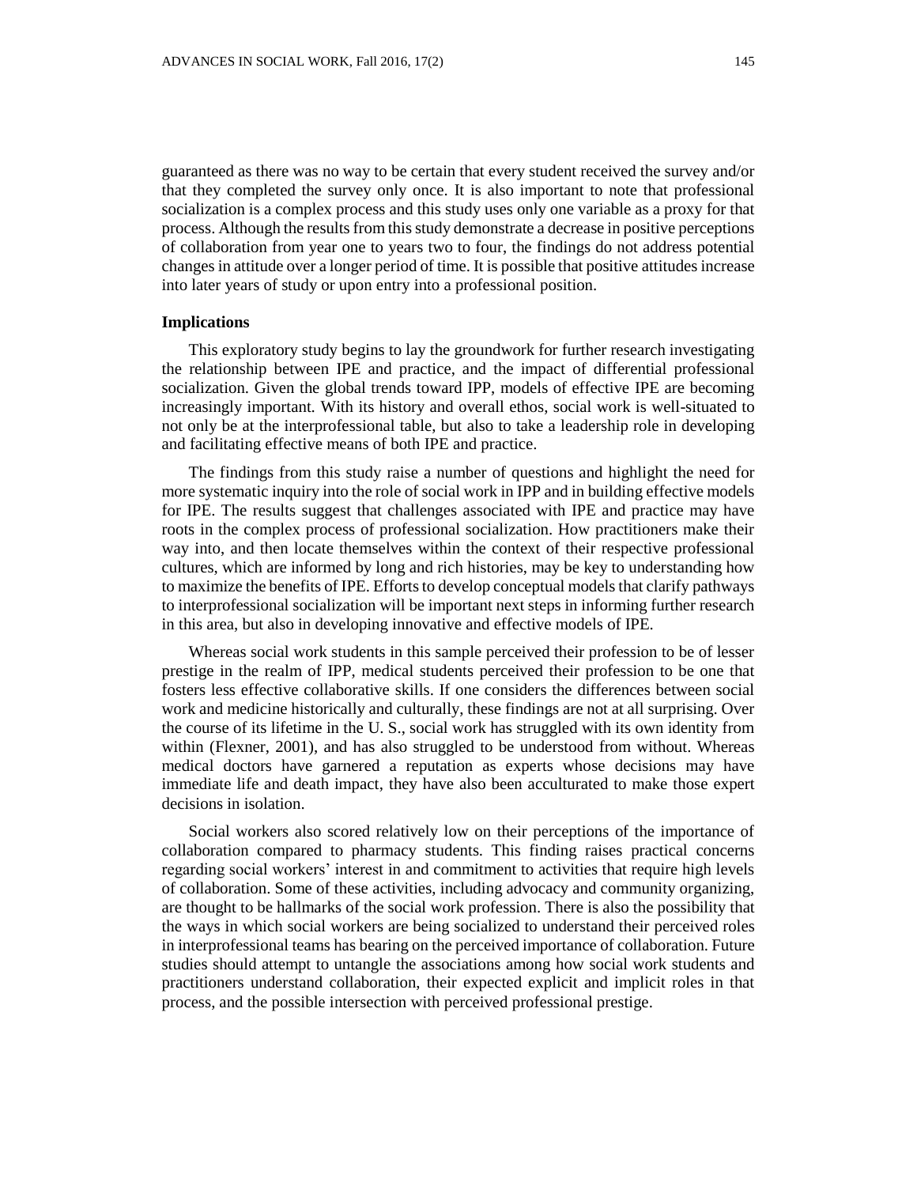guaranteed as there was no way to be certain that every student received the survey and/or that they completed the survey only once. It is also important to note that professional socialization is a complex process and this study uses only one variable as a proxy for that process. Although the results from this study demonstrate a decrease in positive perceptions of collaboration from year one to years two to four, the findings do not address potential changes in attitude over a longer period of time. It is possible that positive attitudes increase into later years of study or upon entry into a professional position.

### Implications

This exploratory study begins to lay the groundwork for further research investigating the relationship between IPE and practice, and the impact of differential professional socialization. Given the global trends toward IPP, models of effective IPE are becoming increasingly important. With its history and overall ethos, social work is well-situated to not only be at the interprofessional table, but also to take a leadership role in developing and facilitating effective means of both IPE and practice.

The findings from this study raise a number of questions and highlight the need for more systematic inquiry into the role of social work in IPP and in building effective models for IPE. The results suggest that challenges associated with IPE and practice may have roots in the complex process of professional socialization. How practitioners make their way into, and then locate themselves within the context of their respective professional cultures, which are informed by long and rich histories, may be key to understanding how to maximize the benefits of IPE. Efforts to develop conceptual models that clarify pathways to interprofessional socialization will be important next steps in informing further research in this area, but also in developing innovative and effective models of IPE.

Whereas social work students in this sample perceived their profession to be of lesser prestige in the realm of IPP, medical students perceived their profession to be one that fosters less effective collaborative skills. If one considers the differences between social work and medicine historically and culturally, these findings are not at all surprising. Over the course of its lifetime in the U. S., social work has struggled with its own identity from within (Flexner, 2001), and has also struggled to be understood from without. Whereas medical doctors have garnered a reputation as experts whose decisions may have immediate life and death impact, they have also been acculturated to make those expert decisions in isolation.

Social workers also scored relatively low on their perceptions of the importance of collaboration compared to pharmacy students. This finding raises practical concerns regarding social workers' interest in and commitment to activities that require high levels of collaboration. Some of these activities, including advocacy and community organizing, are thought to be hallmarks of the social work profession. There is also the possibility that the ways in which social workers are being socialized to understand their perceived roles in interprofessional teams has bearing on the perceived importance of collaboration. Future studies should attempt to untangle the associations among how social work students and practitioners understand collaboration, their expected explicit and implicit roles in that process, and the possible intersection with perceived professional prestige.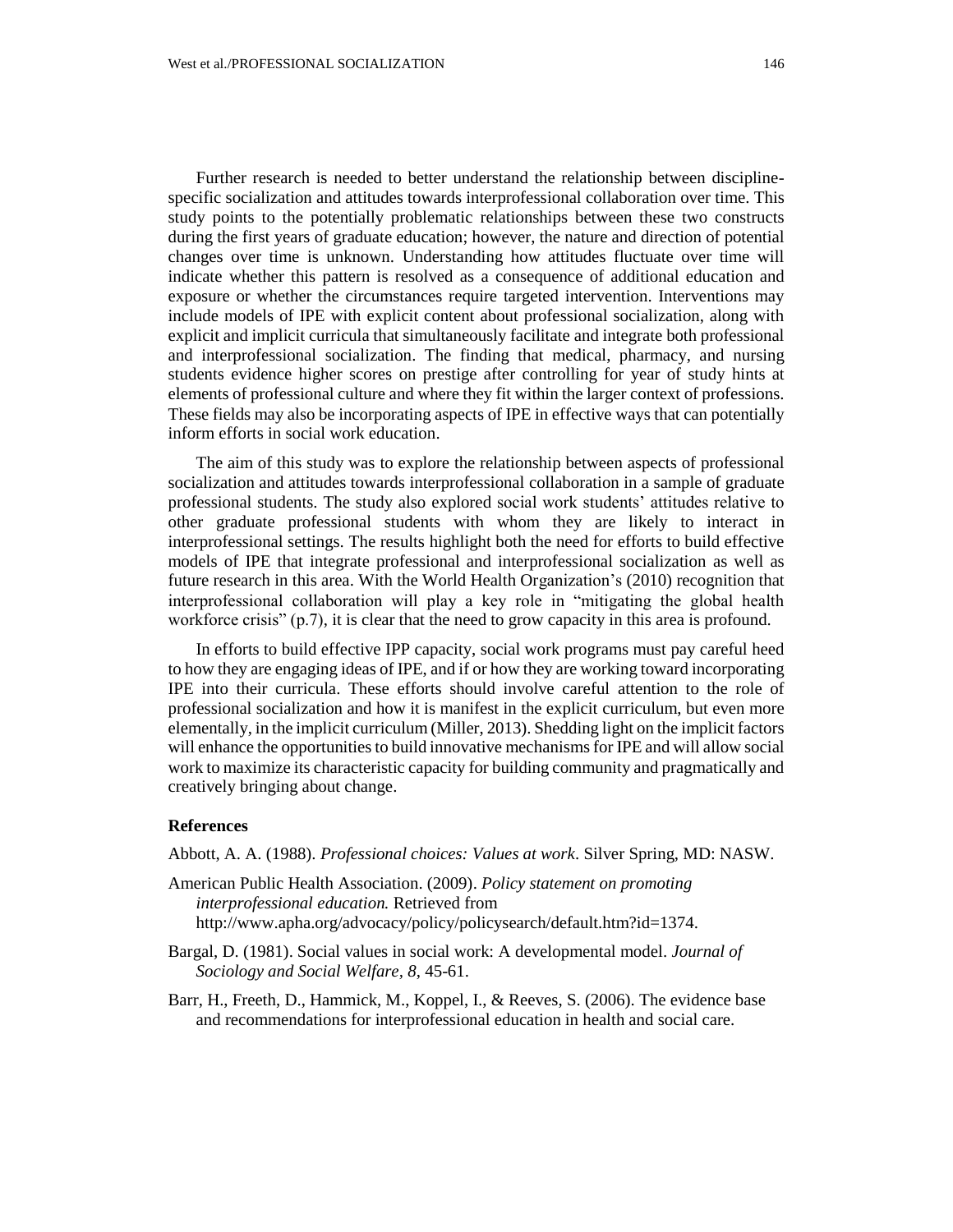Further research is needed to better understand the relationship between discipline-specific socialization and attitudes towards interprofessional collaboration over time. This study points to the potentially problematic relationships between these two constructs during the first years of graduate education; however, the nature and direction of potential changes over time is unknown. Understanding how attitudes fluctuate over time will indicate whether this pattern is resolved as a consequence of additional education and exposure or whether the circumstances require targeted intervention. Interventions may include models of IPE with explicit content about professional socialization, along with explicit and implicit curricula that simultaneously facilitate and integrate both professional and interprofessional socialization. The finding that medical, pharmacy, and nursing students evidence higher scores on prestige after controlling for year of study hints at elements of professional culture and where they fit within the larger context of professions. These fields may also be incorporating aspects of IPE in effective ways that can potentially inform efforts in social work education.

The aim of this study was to explore the relationship between aspects of professional socialization and attitudes towards interprofessional collaboration in a sample of graduate professional students. The study also explored social work students' attitudes relative to other graduate professional students with whom they are likely to interact in interprofessional settings. The results highlight both the need for efforts to build effective models of IPE that integrate professional and interprofessional socialization as well as future research in this area. With the World Health Organization's (2010) recognition that interprofessional collaboration will play a key role in "mitigating the global health workforce crisis" (p.7), it is clear that the need to grow capacity in this area is profound.

In efforts to build effective IPP capacity, social work programs must pay careful heed to how they are engaging ideas of IPE, and if or how they are working toward incorporating IPE into their curricula. These efforts should involve careful attention to the role of professional socialization and how it is manifest in the explicit curriculum, but even more elementally, in the implicit curriculum (Miller, 2013). Shedding light on the implicit factors will enhance the opportunities to build innovative mechanisms for IPE and will allow social work to maximize its characteristic capacity for building community and pragmatically and creatively bringing about change.

## References

Abbott, A. A. (1988). *Professional choices: Values at work*. Silver Spring, MD: NASW.

American Public Health Association. (2009). *Policy statement on promoting interprofessional education.* Retrieved from http://www.apha.org/advocacy/policy/policysearch/default.htm?id=1374.

Bargal, D. (1981). Social values in social work: A developmental model. *Journal of Sociology and Social Welfare*, *8*, 45-61.

Barr, H., Freeth, D., Hammick, M., Koppel, I., & Reeves, S. (2006). The evidence base and recommendations for interprofessional education in health and social care.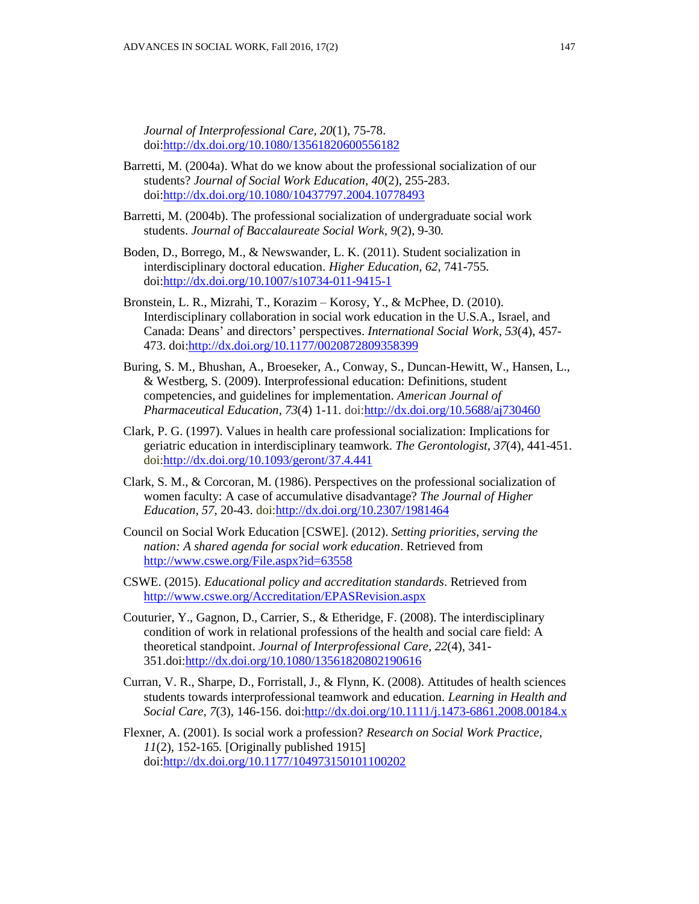*Journal of Interprofessional Care, 20*(1), 75-78. doi:http://dx.doi.org/10.1080/13561820600556182

Barretti, M. (2004a). What do we know about the professional socialization of our students? *Journal of Social Work Education, 40*(2), 255-283. doi:http://dx.doi.org/10.1080/10437797.2004.10778493

Barretti, M. (2004b). The professional socialization of undergraduate social work students. *Journal of Baccalaureate Social Work, 9*(2), 9-30*.*

Boden, D., Borrego, M., & Newswander, L. K. (2011). Student socialization in interdisciplinary doctoral education. *Higher Education, 62*, 741-755. doi:http://dx.doi.org/10.1007/s10734-011-9415-1

Bronstein, L. R., Mizrahi, T., Korazim – Korosy, Y., & McPhee, D. (2010). Interdisciplinary collaboration in social work education in the U.S.A., Israel, and Canada: Deans' and directors' perspectives. *International Social Work, 53*(4), 457-473. doi:http://dx.doi.org/10.1177/0020872809358399

Buring, S. M., Bhushan, A., Broeseker, A., Conway, S., Duncan-Hewitt, W., Hansen, L., & Westberg, S. (2009). Interprofessional education: Definitions, student competencies, and guidelines for implementation. *American Journal of Pharmaceutical Education*, *73*(4) 1-11. doi:http://dx.doi.org/10.5688/aj730460

Clark, P. G. (1997). Values in health care professional socialization: Implications for geriatric education in interdisciplinary teamwork. *The Gerontologist*, *37*(4), 441-451. doi:http://dx.doi.org/10.1093/geront/37.4.441

Clark, S. M., & Corcoran, M. (1986). Perspectives on the professional socialization of women faculty: A case of accumulative disadvantage? *The Journal of Higher Education*, *57*, 20-43. doi:http://dx.doi.org/10.2307/1981464

Council on Social Work Education [CSWE]. (2012). *Setting priorities, serving the nation: A shared agenda for social work education*. Retrieved from http://www.cswe.org/File.aspx?id=63558

CSWE. (2015). *Educational policy and accreditation standards*. Retrieved from http://www.cswe.org/Accreditation/EPASRevision.aspx

Couturier, Y., Gagnon, D., Carrier, S., & Etheridge, F. (2008). The interdisciplinary condition of work in relational professions of the health and social care field: A theoretical standpoint. *Journal of Interprofessional Care, 22*(4), 341-351.doi:http://dx.doi.org/10.1080/13561820802190616

Curran, V. R., Sharpe, D., Forristall, J., & Flynn, K. (2008). Attitudes of health sciences students towards interprofessional teamwork and education. *Learning in Health and Social Care*, *7*(3), 146-156. doi:http://dx.doi.org/10.1111/j.1473-6861.2008.00184.x

Flexner, A. (2001). Is social work a profession? *Research on Social Work Practice, 11*(2), 152-165. [Originally published 1915] doi:http://dx.doi.org/10.1177/104973150101100202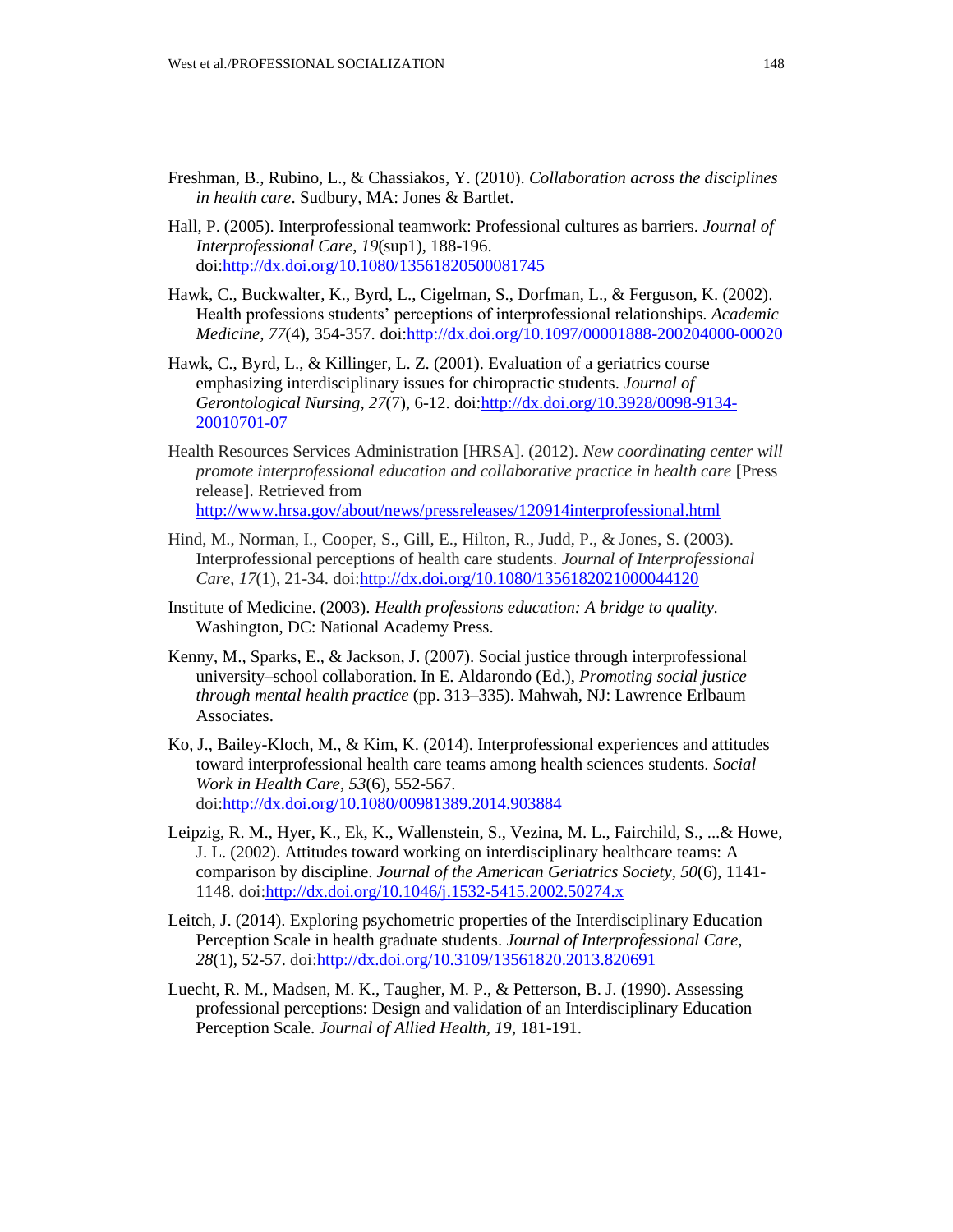Freshman, B., Rubino, L., & Chassiakos, Y. (2010). *Collaboration across the disciplines in health care*. Sudbury, MA: Jones & Bartlet.

Hall, P. (2005). Interprofessional teamwork: Professional cultures as barriers. *Journal of Interprofessional Care*, *19*(sup1), 188-196. doi:http://dx.doi.org/10.1080/13561820500081745

Hawk, C., Buckwalter, K., Byrd, L., Cigelman, S., Dorfman, L., & Ferguson, K. (2002). Health professions students' perceptions of interprofessional relationships. *Academic Medicine*, *77*(4), 354-357. doi:http://dx.doi.org/10.1097/00001888-200204000-00020

Hawk, C., Byrd, L., & Killinger, L. Z. (2001). Evaluation of a geriatrics course emphasizing interdisciplinary issues for chiropractic students. *Journal of Gerontological Nursing*, *27*(7), 6-12. doi:http://dx.doi.org/10.3928/0098-9134-20010701-07

Health Resources Services Administration [HRSA]. (2012). *New coordinating center will promote interprofessional education and collaborative practice in health care* [Press release]. Retrieved from http://www.hrsa.gov/about/news/pressreleases/120914interprofessional.html

Hind, M., Norman, I., Cooper, S., Gill, E., Hilton, R., Judd, P., & Jones, S. (2003). Interprofessional perceptions of health care students. *Journal of Interprofessional Care*, *17*(1), 21-34. doi:http://dx.doi.org/10.1080/1356182021000044120

Institute of Medicine. (2003). *Health professions education: A bridge to quality.* Washington, DC: National Academy Press.

Kenny, M., Sparks, E., & Jackson, J. (2007). Social justice through interprofessional university–school collaboration. In E. Aldarondo (Ed.), *Promoting social justice through mental health practice* (pp. 313–335). Mahwah, NJ: Lawrence Erlbaum Associates.

Ko, J., Bailey-Kloch, M., & Kim, K. (2014). Interprofessional experiences and attitudes toward interprofessional health care teams among health sciences students. *Social Work in Health Care*, *53*(6), 552-567. doi:http://dx.doi.org/10.1080/00981389.2014.903884

Leipzig, R. M., Hyer, K., Ek, K., Wallenstein, S., Vezina, M. L., Fairchild, S., ...& Howe, J. L. (2002). Attitudes toward working on interdisciplinary healthcare teams: A comparison by discipline. *Journal of the American Geriatrics Society*, *50*(6), 1141-1148. doi:http://dx.doi.org/10.1046/j.1532-5415.2002.50274.x

Leitch, J. (2014). Exploring psychometric properties of the Interdisciplinary Education Perception Scale in health graduate students. *Journal of Interprofessional Care*, *28*(1), 52-57. doi:http://dx.doi.org/10.3109/13561820.2013.820691

Luecht, R. M., Madsen, M. K., Taugher, M. P., & Petterson, B. J. (1990). Assessing professional perceptions: Design and validation of an Interdisciplinary Education Perception Scale. *Journal of Allied Health*, *19*, 181-191.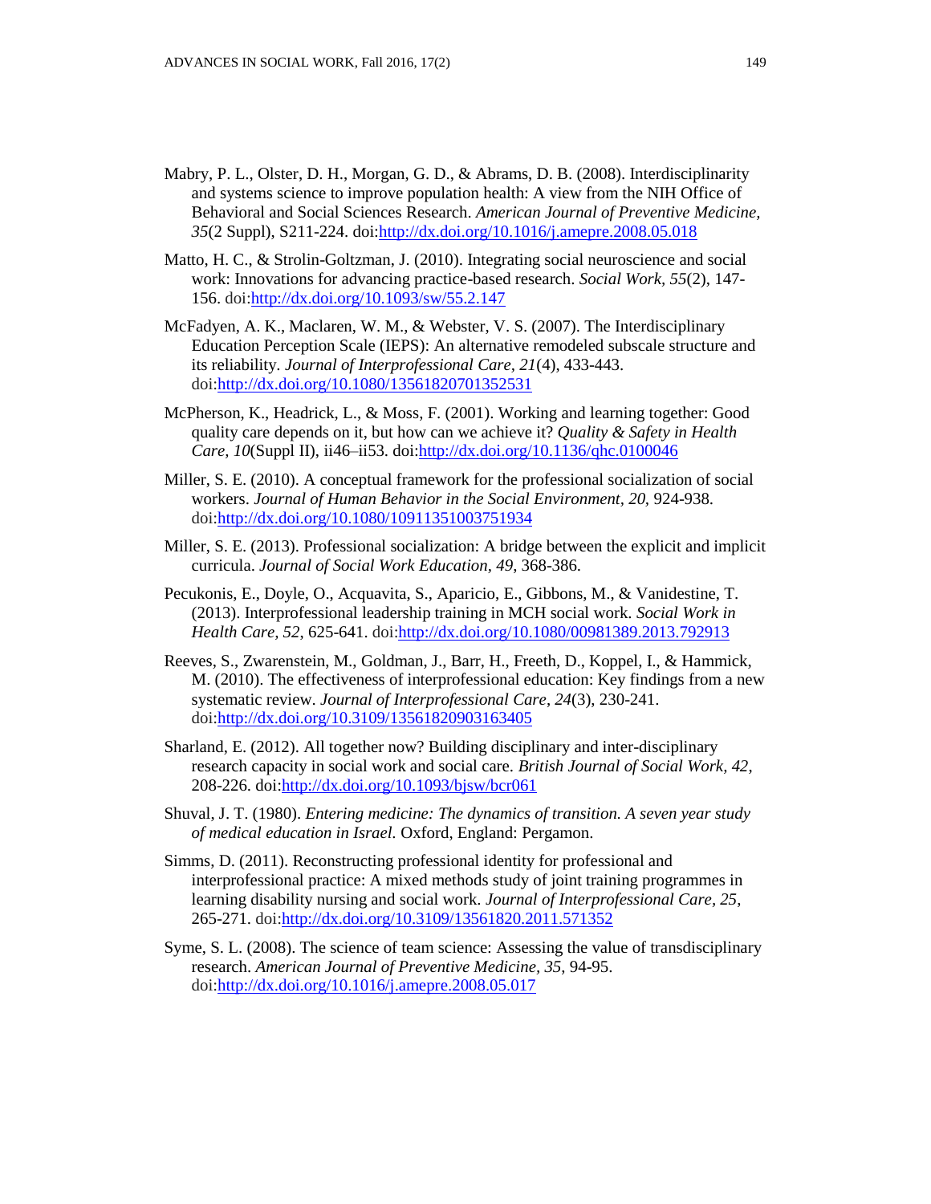Mabry, P. L., Olster, D. H., Morgan, G. D., & Abrams, D. B. (2008). Interdisciplinarity and systems science to improve population health: A view from the NIH Office of Behavioral and Social Sciences Research. *American Journal of Preventive Medicine, 35*(2 Suppl), S211-224. doi:http://dx.doi.org/10.1016/j.amepre.2008.05.018

Matto, H. C., & Strolin-Goltzman, J. (2010). Integrating social neuroscience and social work: Innovations for advancing practice-based research. *Social Work, 55*(2), 147-156. doi:http://dx.doi.org/10.1093/sw/55.2.147

McFadyen, A. K., Maclaren, W. M., & Webster, V. S. (2007). The Interdisciplinary Education Perception Scale (IEPS): An alternative remodeled subscale structure and its reliability. *Journal of Interprofessional Care, 21*(4), 433-443. doi:http://dx.doi.org/10.1080/13561820701352531

McPherson, K., Headrick, L., & Moss, F. (2001). Working and learning together: Good quality care depends on it, but how can we achieve it? *Quality & Safety in Health Care, 10*(Suppl II), ii46–ii53. doi:http://dx.doi.org/10.1136/qhc.0100046

Miller, S. E. (2010). A conceptual framework for the professional socialization of social workers. *Journal of Human Behavior in the Social Environment*, *20,* 924-938. doi:http://dx.doi.org/10.1080/10911351003751934

Miller, S. E. (2013). Professional socialization: A bridge between the explicit and implicit curricula. *Journal of Social Work Education, 49*, 368-386.

Pecukonis, E., Doyle, O., Acquavita, S., Aparicio, E., Gibbons, M., & Vanidestine, T. (2013). Interprofessional leadership training in MCH social work. *Social Work in Health Care, 52*, 625-641. doi:http://dx.doi.org/10.1080/00981389.2013.792913

Reeves, S., Zwarenstein, M., Goldman, J., Barr, H., Freeth, D., Koppel, I., & Hammick, M. (2010). The effectiveness of interprofessional education: Key findings from a new systematic review. *Journal of Interprofessional Care*, *24*(3), 230-241. doi:http://dx.doi.org/10.3109/13561820903163405

Sharland, E. (2012). All together now? Building disciplinary and inter-disciplinary research capacity in social work and social care. *British Journal of Social Work, 42*, 208-226. doi:http://dx.doi.org/10.1093/bjsw/bcr061

Shuval, J. T. (1980). *Entering medicine: The dynamics of transition. A seven year study of medical education in Israel.* Oxford, England: Pergamon.

Simms, D. (2011). Reconstructing professional identity for professional and interprofessional practice: A mixed methods study of joint training programmes in learning disability nursing and social work. *Journal of Interprofessional Care, 25*, 265-271. doi:http://dx.doi.org/10.3109/13561820.2011.571352

Syme, S. L. (2008). The science of team science: Assessing the value of transdisciplinary research. *American Journal of Preventive Medicine, 35*, 94-95. doi:http://dx.doi.org/10.1016/j.amepre.2008.05.017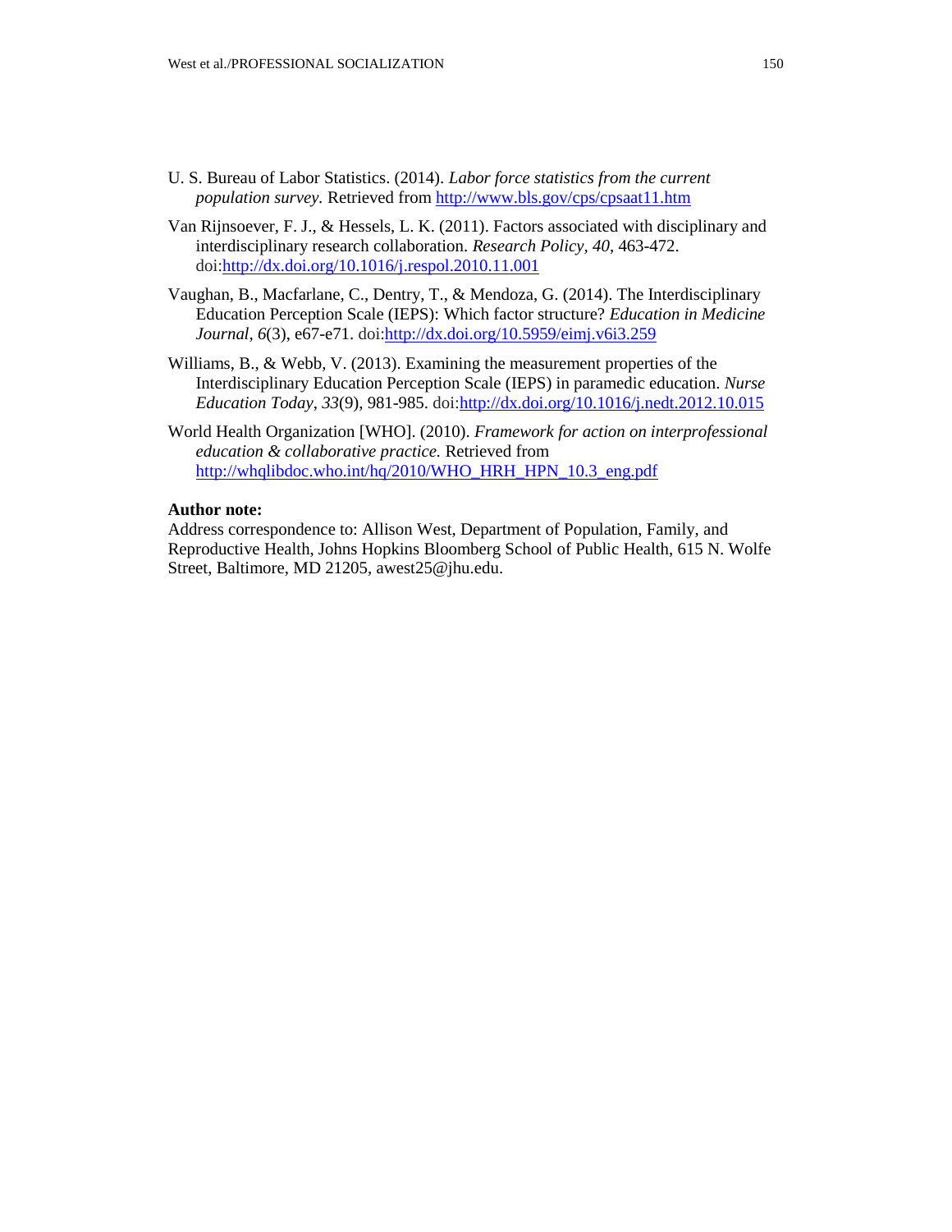U. S. Bureau of Labor Statistics. (2014). *Labor force statistics from the current population survey.* Retrieved from http://www.bls.gov/cps/cpsaat11.htm

Van Rijnsoever, F. J., & Hessels, L. K. (2011). Factors associated with disciplinary and interdisciplinary research collaboration. *Research Policy*, *40*, 463-472. doi:http://dx.doi.org/10.1016/j.respol.2010.11.001

Vaughan, B., Macfarlane, C., Dentry, T., & Mendoza, G. (2014). The Interdisciplinary Education Perception Scale (IEPS): Which factor structure? *Education in Medicine Journal*, *6*(3), e67-e71. doi:http://dx.doi.org/10.5959/eimj.v6i3.259

Williams, B., & Webb, V. (2013). Examining the measurement properties of the Interdisciplinary Education Perception Scale (IEPS) in paramedic education. *Nurse Education Today*, *33*(9), 981-985. doi:http://dx.doi.org/10.1016/j.nedt.2012.10.015

World Health Organization [WHO]. (2010). *Framework for action on interprofessional education & collaborative practice.* Retrieved from http://whqlibdoc.who.int/hq/2010/WHO_HRH_HPN_10.3_eng.pdf

**Author note:**
Address correspondence to: Allison West, Department of Population, Family, and Reproductive Health, Johns Hopkins Bloomberg School of Public Health, 615 N. Wolfe Street, Baltimore, MD 21205, awest25@jhu.edu.